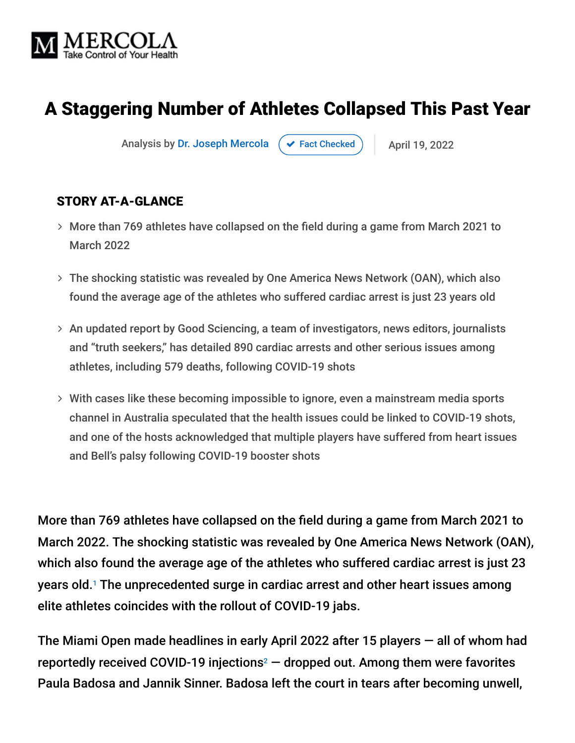MERCOLA
Take Control of Your Health

# A Staggering Number of Athletes Collapsed This Past Year

Analysis by Dr. Joseph Mercola ✔ Fact Checked | April 19, 2022

### STORY AT-A-GLANCE

- More than 769 athletes have collapsed on the field during a game from March 2021 to March 2022
- The shocking statistic was revealed by One America News Network (OAN), which also found the average age of the athletes who suffered cardiac arrest is just 23 years old
- An updated report by Good Sciencing, a team of investigators, news editors, journalists and "truth seekers," has detailed 890 cardiac arrests and other serious issues among athletes, including 579 deaths, following COVID-19 shots
- With cases like these becoming impossible to ignore, even a mainstream media sports channel in Australia speculated that the health issues could be linked to COVID-19 shots, and one of the hosts acknowledged that multiple players have suffered from heart issues and Bell's palsy following COVID-19 booster shots

More than 769 athletes have collapsed on the field during a game from March 2021 to March 2022. The shocking statistic was revealed by One America News Network (OAN), which also found the average age of the athletes who suffered cardiac arrest is just 23 years old.[1] The unprecedented surge in cardiac arrest and other heart issues among elite athletes coincides with the rollout of COVID-19 jabs.

The Miami Open made headlines in early April 2022 after 15 players — all of whom had reportedly received COVID-19 injections[2] — dropped out. Among them were favorites Paula Badosa and Jannik Sinner. Badosa left the court in tears after becoming unwell,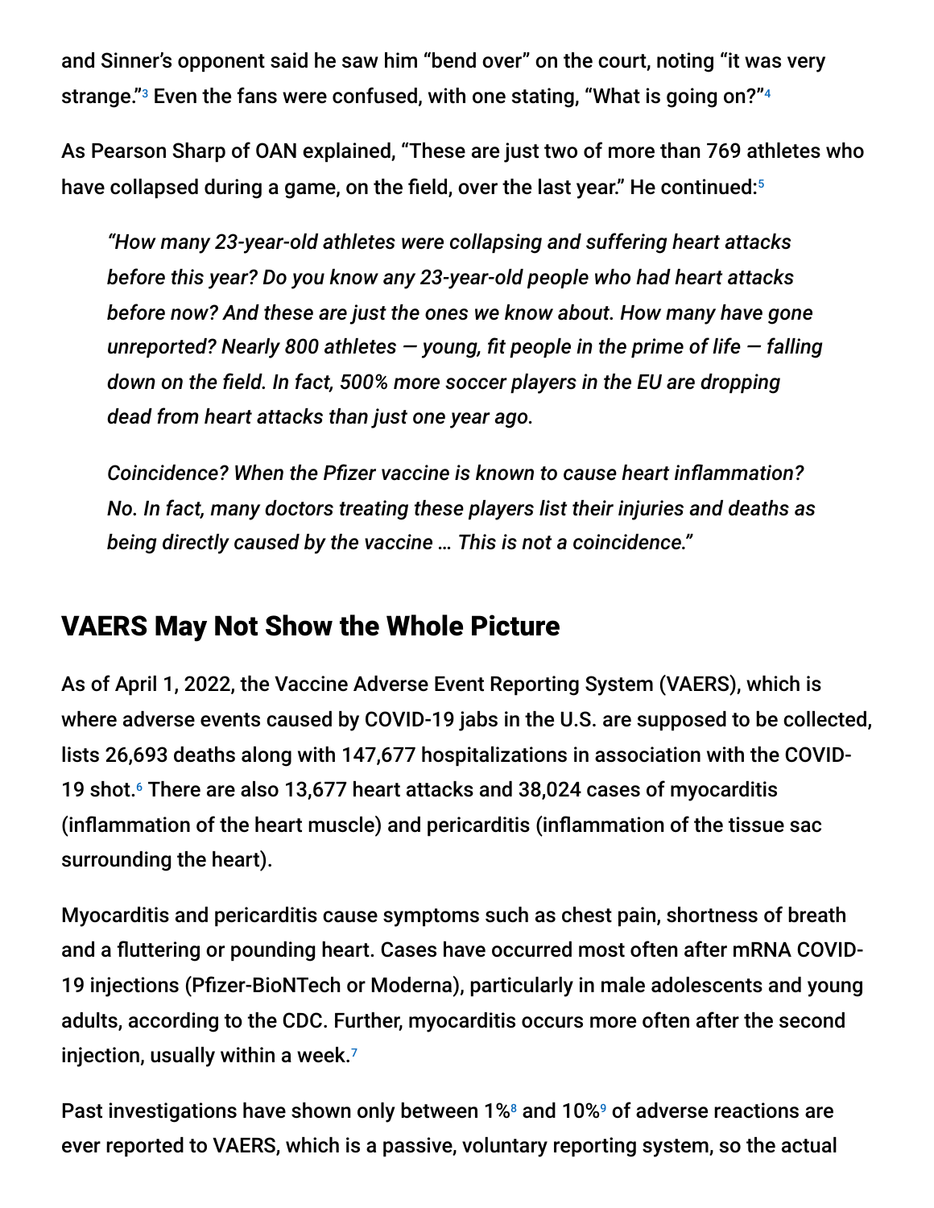and Sinner's opponent said he saw him "bend over" on the court, noting "it was very strange."[3] Even the fans were confused, with one stating, "What is going on?"[4]

As Pearson Sharp of OAN explained, "These are just two of more than 769 athletes who have collapsed during a game, on the field, over the last year." He continued:[5]

> *"How many 23-year-old athletes were collapsing and suffering heart attacks before this year? Do you know any 23-year-old people who had heart attacks before now? And these are just the ones we know about. How many have gone unreported? Nearly 800 athletes — young, fit people in the prime of life — falling down on the field. In fact, 500% more soccer players in the EU are dropping dead from heart attacks than just one year ago.*
>
> *Coincidence? When the Pfizer vaccine is known to cause heart inflammation? No. In fact, many doctors treating these players list their injuries and deaths as being directly caused by the vaccine … This is not a coincidence."*

## VAERS May Not Show the Whole Picture

As of April 1, 2022, the Vaccine Adverse Event Reporting System (VAERS), which is where adverse events caused by COVID-19 jabs in the U.S. are supposed to be collected, lists 26,693 deaths along with 147,677 hospitalizations in association with the COVID-19 shot.[6] There are also 13,677 heart attacks and 38,024 cases of myocarditis (inflammation of the heart muscle) and pericarditis (inflammation of the tissue sac surrounding the heart).

Myocarditis and pericarditis cause symptoms such as chest pain, shortness of breath and a fluttering or pounding heart. Cases have occurred most often after mRNA COVID-19 injections (Pfizer-BioNTech or Moderna), particularly in male adolescents and young adults, according to the CDC. Further, myocarditis occurs more often after the second injection, usually within a week.[7]

Past investigations have shown only between 1%[8] and 10%[9] of adverse reactions are ever reported to VAERS, which is a passive, voluntary reporting system, so the actual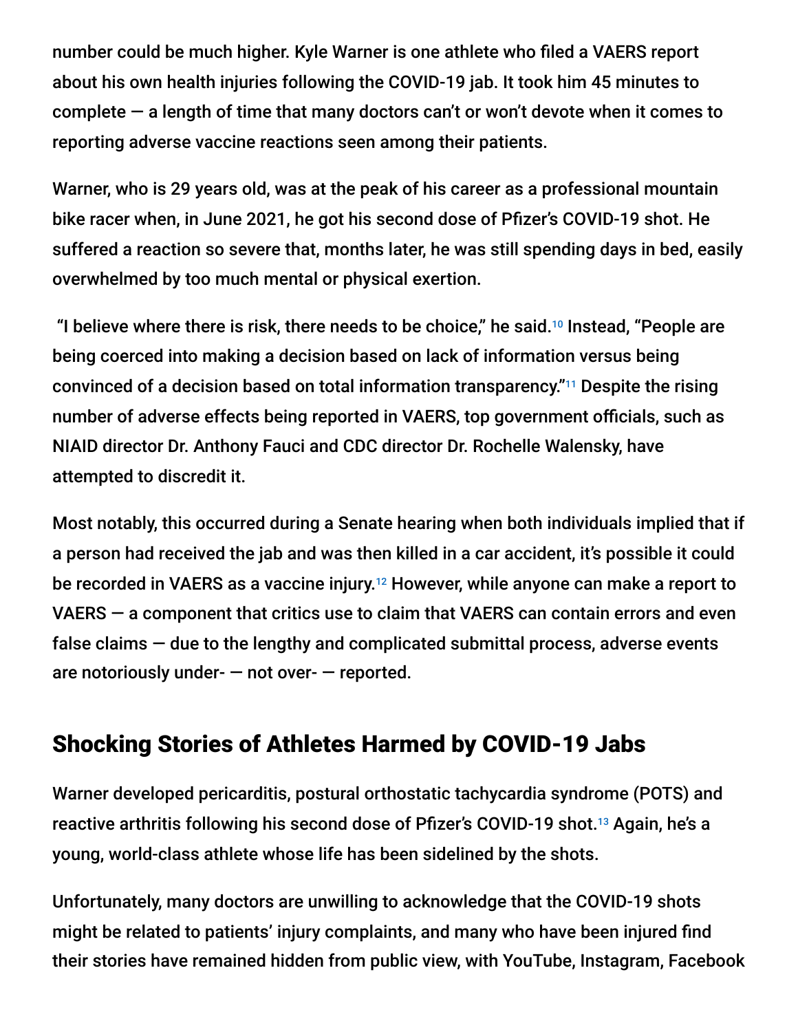number could be much higher. Kyle Warner is one athlete who filed a VAERS report about his own health injuries following the COVID-19 jab. It took him 45 minutes to complete — a length of time that many doctors can't or won't devote when it comes to reporting adverse vaccine reactions seen among their patients.

Warner, who is 29 years old, was at the peak of his career as a professional mountain bike racer when, in June 2021, he got his second dose of Pfizer's COVID-19 shot. He suffered a reaction so severe that, months later, he was still spending days in bed, easily overwhelmed by too much mental or physical exertion.

"I believe where there is risk, there needs to be choice," he said.[10] Instead, "People are being coerced into making a decision based on lack of information versus being convinced of a decision based on total information transparency."[11] Despite the rising number of adverse effects being reported in VAERS, top government officials, such as NIAID director Dr. Anthony Fauci and CDC director Dr. Rochelle Walensky, have attempted to discredit it.

Most notably, this occurred during a Senate hearing when both individuals implied that if a person had received the jab and was then killed in a car accident, it's possible it could be recorded in VAERS as a vaccine injury.[12] However, while anyone can make a report to VAERS — a component that critics use to claim that VAERS can contain errors and even false claims — due to the lengthy and complicated submittal process, adverse events are notoriously under- — not over- — reported.

## Shocking Stories of Athletes Harmed by COVID-19 Jabs

Warner developed pericarditis, postural orthostatic tachycardia syndrome (POTS) and reactive arthritis following his second dose of Pfizer's COVID-19 shot.[13] Again, he's a young, world-class athlete whose life has been sidelined by the shots.

Unfortunately, many doctors are unwilling to acknowledge that the COVID-19 shots might be related to patients' injury complaints, and many who have been injured find their stories have remained hidden from public view, with YouTube, Instagram, Facebook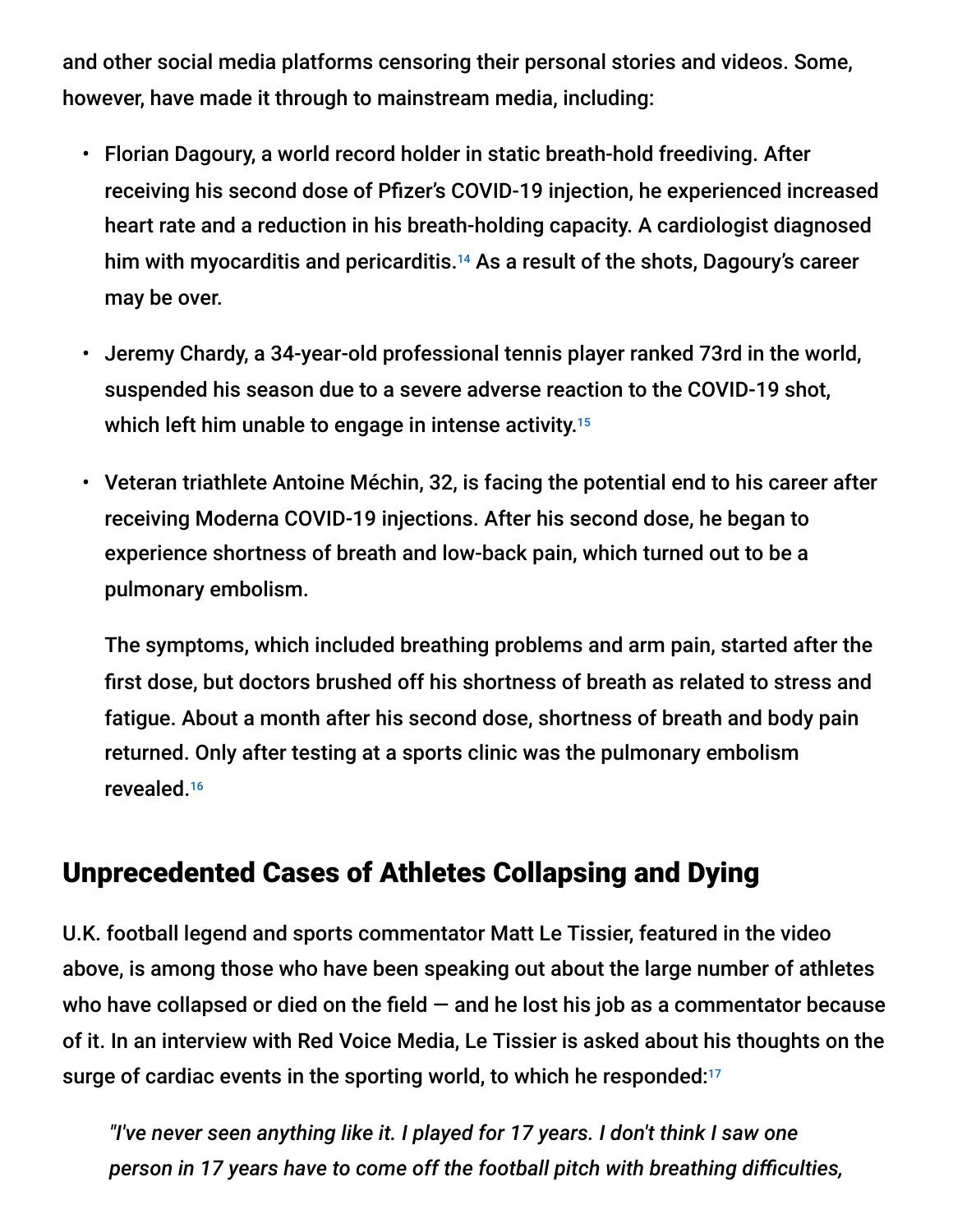and other social media platforms censoring their personal stories and videos. Some, however, have made it through to mainstream media, including:

- Florian Dagoury, a world record holder in static breath-hold freediving. After receiving his second dose of Pfizer's COVID-19 injection, he experienced increased heart rate and a reduction in his breath-holding capacity. A cardiologist diagnosed him with myocarditis and pericarditis.[14] As a result of the shots, Dagoury's career may be over.
- Jeremy Chardy, a 34-year-old professional tennis player ranked 73rd in the world, suspended his season due to a severe adverse reaction to the COVID-19 shot, which left him unable to engage in intense activity.[15]
- Veteran triathlete Antoine Méchin, 32, is facing the potential end to his career after receiving Moderna COVID-19 injections. After his second dose, he began to experience shortness of breath and low-back pain, which turned out to be a pulmonary embolism.

  The symptoms, which included breathing problems and arm pain, started after the first dose, but doctors brushed off his shortness of breath as related to stress and fatigue. About a month after his second dose, shortness of breath and body pain returned. Only after testing at a sports clinic was the pulmonary embolism revealed.[16]

## Unprecedented Cases of Athletes Collapsing and Dying

U.K. football legend and sports commentator Matt Le Tissier, featured in the video above, is among those who have been speaking out about the large number of athletes who have collapsed or died on the field — and he lost his job as a commentator because of it. In an interview with Red Voice Media, Le Tissier is asked about his thoughts on the surge of cardiac events in the sporting world, to which he responded:[17]

> *"I've never seen anything like it. I played for 17 years. I don't think I saw one person in 17 years have to come off the football pitch with breathing difficulties,*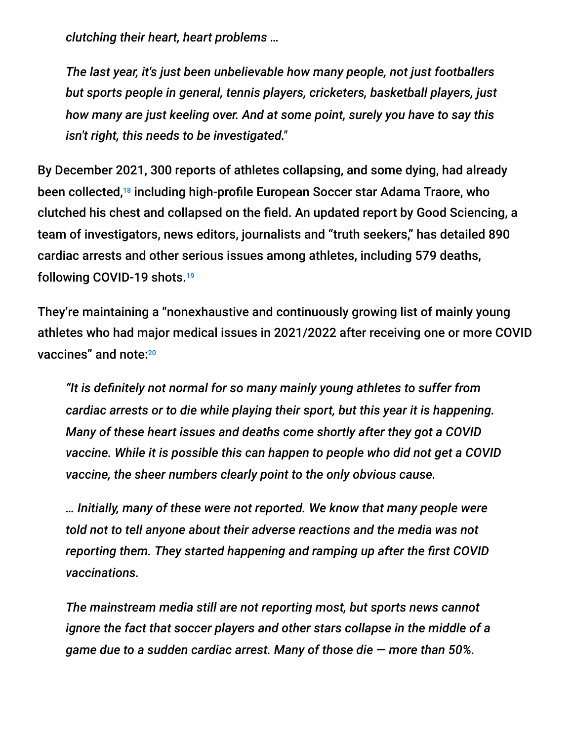*clutching their heart, heart problems …*

*The last year, it's just been unbelievable how many people, not just footballers but sports people in general, tennis players, cricketers, basketball players, just how many are just keeling over. And at some point, surely you have to say this isn't right, this needs to be investigated."*

By December 2021, 300 reports of athletes collapsing, and some dying, had already been collected,[18] including high-profile European Soccer star Adama Traore, who clutched his chest and collapsed on the field. An updated report by Good Sciencing, a team of investigators, news editors, journalists and "truth seekers," has detailed 890 cardiac arrests and other serious issues among athletes, including 579 deaths, following COVID-19 shots.[19]

They're maintaining a "nonexhaustive and continuously growing list of mainly young athletes who had major medical issues in 2021/2022 after receiving one or more COVID vaccines" and note:[20]

*"It is definitely not normal for so many mainly young athletes to suffer from cardiac arrests or to die while playing their sport, but this year it is happening. Many of these heart issues and deaths come shortly after they got a COVID vaccine. While it is possible this can happen to people who did not get a COVID vaccine, the sheer numbers clearly point to the only obvious cause.*

*… Initially, many of these were not reported. We know that many people were told not to tell anyone about their adverse reactions and the media was not reporting them. They started happening and ramping up after the first COVID vaccinations.*

*The mainstream media still are not reporting most, but sports news cannot ignore the fact that soccer players and other stars collapse in the middle of a game due to a sudden cardiac arrest. Many of those die — more than 50%.*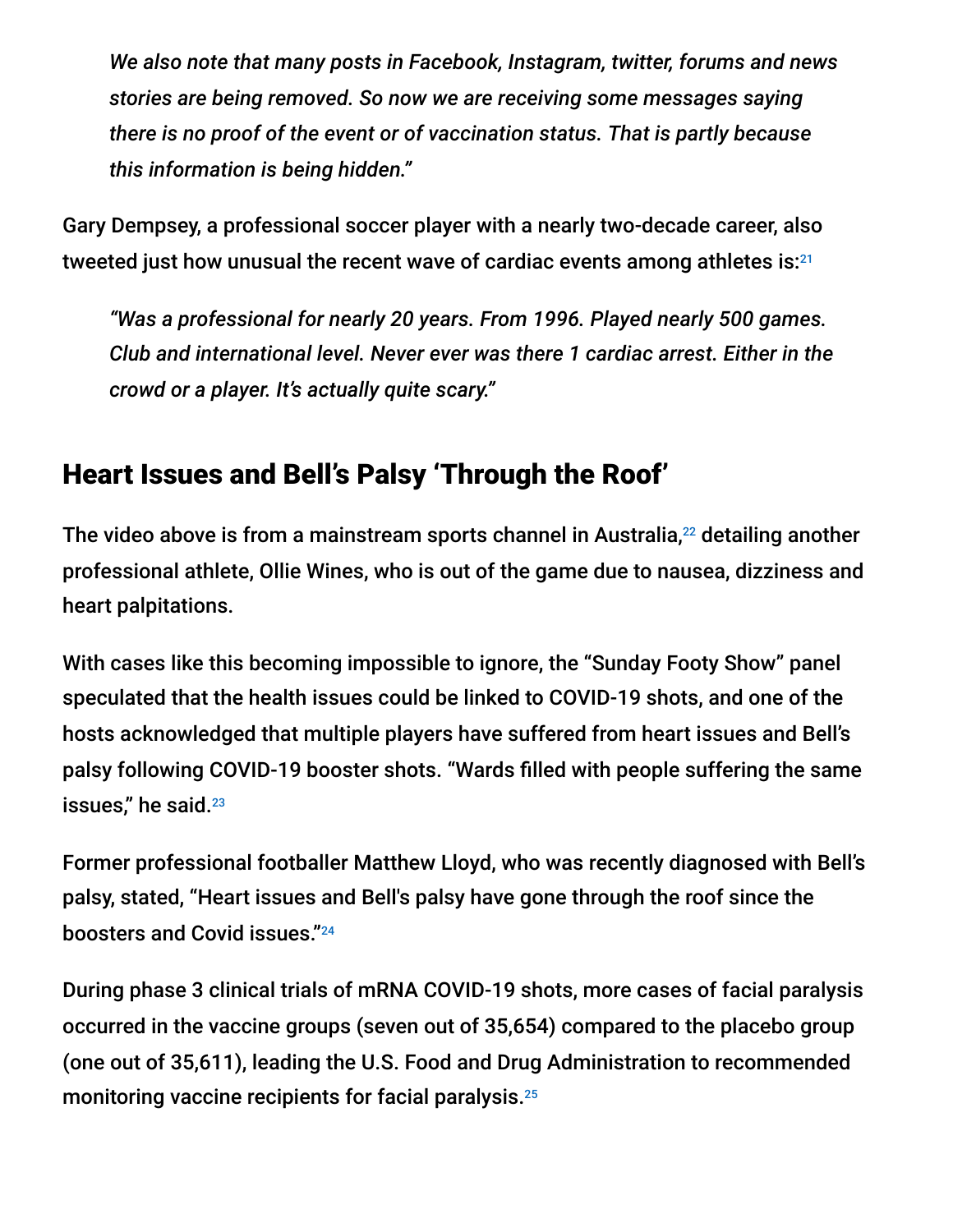> *We also note that many posts in Facebook, Instagram, twitter, forums and news stories are being removed. So now we are receiving some messages saying there is no proof of the event or of vaccination status. That is partly because this information is being hidden."*

Gary Dempsey, a professional soccer player with a nearly two-decade career, also tweeted just how unusual the recent wave of cardiac events among athletes is:[21]

> *"Was a professional for nearly 20 years. From 1996. Played nearly 500 games. Club and international level. Never ever was there 1 cardiac arrest. Either in the crowd or a player. It's actually quite scary."*

## Heart Issues and Bell's Palsy 'Through the Roof'

The video above is from a mainstream sports channel in Australia,[22] detailing another professional athlete, Ollie Wines, who is out of the game due to nausea, dizziness and heart palpitations.

With cases like this becoming impossible to ignore, the "Sunday Footy Show" panel speculated that the health issues could be linked to COVID-19 shots, and one of the hosts acknowledged that multiple players have suffered from heart issues and Bell's palsy following COVID-19 booster shots. "Wards filled with people suffering the same issues," he said.[23]

Former professional footballer Matthew Lloyd, who was recently diagnosed with Bell's palsy, stated, "Heart issues and Bell's palsy have gone through the roof since the boosters and Covid issues."[24]

During phase 3 clinical trials of mRNA COVID-19 shots, more cases of facial paralysis occurred in the vaccine groups (seven out of 35,654) compared to the placebo group (one out of 35,611), leading the U.S. Food and Drug Administration to recommended monitoring vaccine recipients for facial paralysis.[25]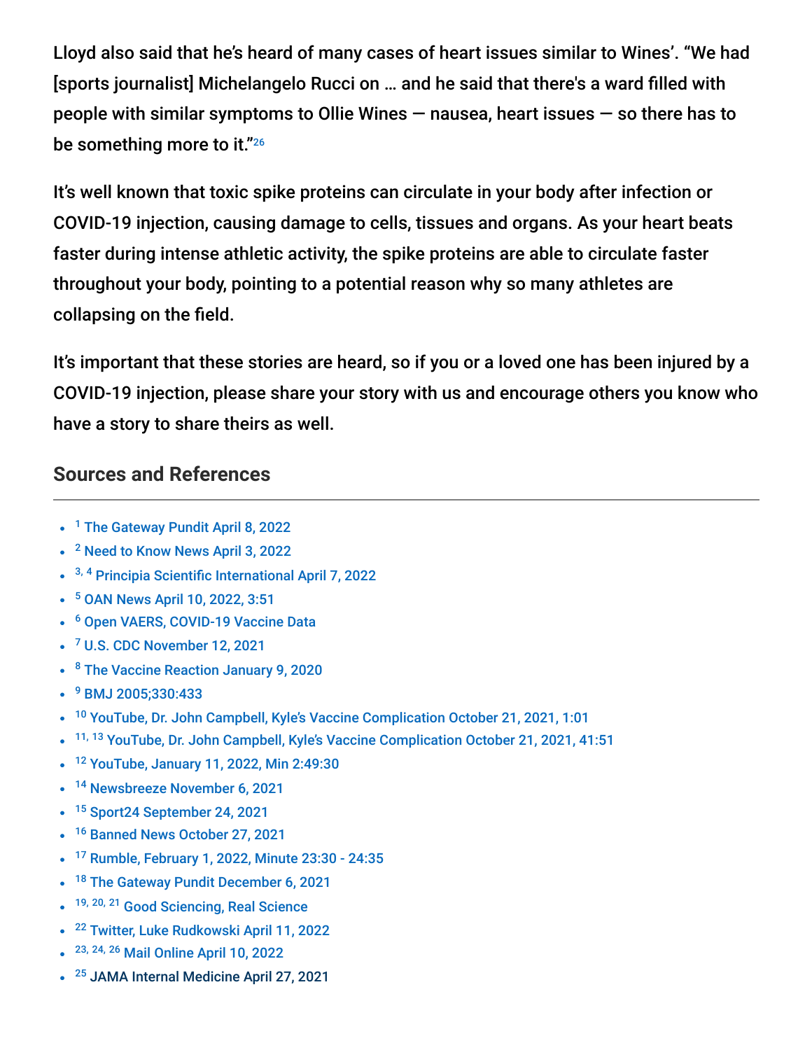Lloyd also said that he's heard of many cases of heart issues similar to Wines'. "We had [sports journalist] Michelangelo Rucci on … and he said that there's a ward filled with people with similar symptoms to Ollie Wines — nausea, heart issues — so there has to be something more to it."[26]

It's well known that toxic spike proteins can circulate in your body after infection or COVID-19 injection, causing damage to cells, tissues and organs. As your heart beats faster during intense athletic activity, the spike proteins are able to circulate faster throughout your body, pointing to a potential reason why so many athletes are collapsing on the field.

It's important that these stories are heard, so if you or a loved one has been injured by a COVID-19 injection, please share your story with us and encourage others you know who have a story to share theirs as well.

## Sources and References

- [1] The Gateway Pundit April 8, 2022
- [2] Need to Know News April 3, 2022
- [3, 4] Principia Scientific International April 7, 2022
- [5] OAN News April 10, 2022, 3:51
- [6] Open VAERS, COVID-19 Vaccine Data
- [7] U.S. CDC November 12, 2021
- [8] The Vaccine Reaction January 9, 2020
- [9] BMJ 2005;330:433
- [10] YouTube, Dr. John Campbell, Kyle's Vaccine Complication October 21, 2021, 1:01
- [11, 13] YouTube, Dr. John Campbell, Kyle's Vaccine Complication October 21, 2021, 41:51
- [12] YouTube, January 11, 2022, Min 2:49:30
- [14] Newsbreeze November 6, 2021
- [15] Sport24 September 24, 2021
- [16] Banned News October 27, 2021
- [17] Rumble, February 1, 2022, Minute 23:30 - 24:35
- [18] The Gateway Pundit December 6, 2021
- [19, 20, 21] Good Sciencing, Real Science
- [22] Twitter, Luke Rudkowski April 11, 2022
- [23, 24, 26] Mail Online April 10, 2022
- [25] JAMA Internal Medicine April 27, 2021